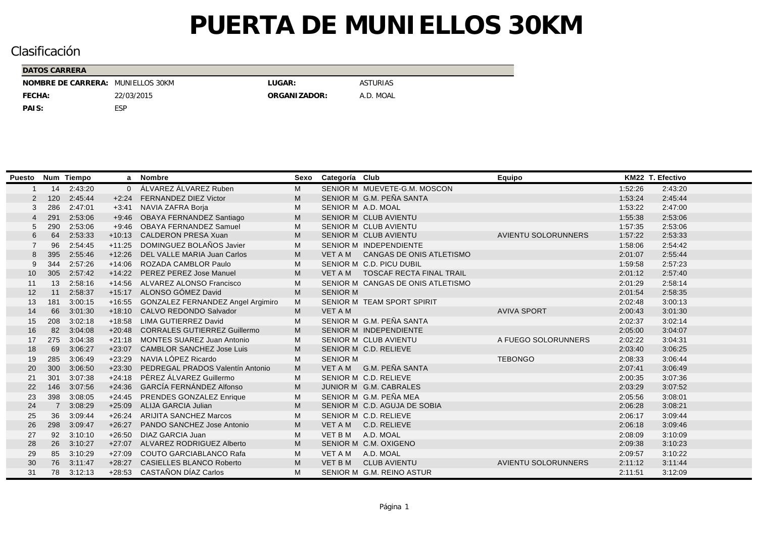# PUERTA DE MUNIELLOS 30KM

## Clasificación

| DATOS CARRERA | | | |
|---|---|---|---|
| **NOMBRE DE CARRERA:** | MUNIELLOS 30KM | **LUGAR:** | ASTURIAS |
| **FECHA:** | 22/03/2015 | **ORGANIZADOR:** | A.D. MOAL |
| **PAIS:** | ESP | | |

| Puesto | Num | Tiempo | a | Nombre | Sexo | Categoría | Club | Equipo | KM22 | T. Efectivo |
|---|---|---|---|---|---|---|---|---|---|---|
| 1 | 14 | 2:43:20 | 0 | ÁLVAREZ ÁLVAREZ Ruben | M | SENIOR M | MUEVETE-G.M. MOSCON | | 1:52:26 | 2:43:20 |
| 2 | 120 | 2:45:44 | +2:24 | FERNANDEZ DIEZ Victor | M | SENIOR M | G.M. PEÑA SANTA | | 1:53:24 | 2:45:44 |
| 3 | 286 | 2:47:01 | +3:41 | NAVIA ZAFRA Borja | M | SENIOR M | A.D. MOAL | | 1:53:22 | 2:47:00 |
| 4 | 291 | 2:53:06 | +9:46 | OBAYA FERNANDEZ Santiago | M | SENIOR M | CLUB AVIENTU | | 1:55:38 | 2:53:06 |
| 5 | 290 | 2:53:06 | +9:46 | OBAYA FERNANDEZ Samuel | M | SENIOR M | CLUB AVIENTU | | 1:57:35 | 2:53:06 |
| 6 | 64 | 2:53:33 | +10:13 | CALDERON PRESA Xuan | M | SENIOR M | CLUB AVIENTU | AVIENTU SOLORUNNERS | 1:57:22 | 2:53:33 |
| 7 | 96 | 2:54:45 | +11:25 | DOMINGUEZ BOLAÑOS Javier | M | SENIOR M | INDEPENDIENTE | | 1:58:06 | 2:54:42 |
| 8 | 395 | 2:55:46 | +12:26 | DEL VALLE MARIA Juan Carlos | M | VET A M | CANGAS DE ONIS ATLETISMO | | 2:01:07 | 2:55:44 |
| 9 | 344 | 2:57:26 | +14:06 | ROZADA CAMBLOR Paulo | M | SENIOR M | C.D. PICU DUBIL | | 1:59:58 | 2:57:23 |
| 10 | 305 | 2:57:42 | +14:22 | PEREZ PEREZ Jose Manuel | M | VET A M | TOSCAF RECTA FINAL TRAIL | | 2:01:12 | 2:57:40 |
| 11 | 13 | 2:58:16 | +14:56 | ALVAREZ ALONSO Francisco | M | SENIOR M | CANGAS DE ONIS ATLETISMO | | 2:01:29 | 2:58:14 |
| 12 | 11 | 2:58:37 | +15:17 | ALONSO GÓMEZ David | M | SENIOR M | | | 2:01:54 | 2:58:35 |
| 13 | 181 | 3:00:15 | +16:55 | GONZALEZ FERNANDEZ Angel Argimiro | M | SENIOR M | TEAM SPORT SPIRIT | | 2:02:48 | 3:00:13 |
| 14 | 66 | 3:01:30 | +18:10 | CALVO REDONDO Salvador | M | VET A M | | AVIVA SPORT | 2:00:43 | 3:01:30 |
| 15 | 208 | 3:02:18 | +18:58 | LIMA GUTIERREZ David | M | SENIOR M | G.M. PEÑA SANTA | | 2:02:37 | 3:02:14 |
| 16 | 82 | 3:04:08 | +20:48 | CORRALES GUTIERREZ Guillermo | M | SENIOR M | INDEPENDIENTE | | 2:05:00 | 3:04:07 |
| 17 | 275 | 3:04:38 | +21:18 | MONTES SUAREZ Juan Antonio | M | SENIOR M | CLUB AVIENTU | A FUEGO SOLORUNNERS | 2:02:22 | 3:04:31 |
| 18 | 69 | 3:06:27 | +23:07 | CAMBLOR SANCHEZ Jose Luis | M | SENIOR M | C.D. RELIEVE | | 2:03:40 | 3:06:25 |
| 19 | 285 | 3:06:49 | +23:29 | NAVIA LÓPEZ Ricardo | M | SENIOR M | | TEBONGO | 2:08:33 | 3:06:44 |
| 20 | 300 | 3:06:50 | +23:30 | PEDREGAL PRADOS Valentín Antonio | M | VET A M | G.M. PEÑA SANTA | | 2:07:41 | 3:06:49 |
| 21 | 301 | 3:07:38 | +24:18 | PÈREZ ÁLVAREZ Guillermo | M | SENIOR M | C.D. RELIEVE | | 2:00:35 | 3:07:36 |
| 22 | 146 | 3:07:56 | +24:36 | GARCÍA FERNÁNDEZ Alfonso | M | JUNIOR M | G.M. CABRALES | | 2:03:29 | 3:07:52 |
| 23 | 398 | 3:08:05 | +24:45 | PRENDES GONZALEZ Enrique | M | SENIOR M | G.M. PEÑA MEA | | 2:05:56 | 3:08:01 |
| 24 | 7 | 3:08:29 | +25:09 | ALIJA GARCIA Julian | M | SENIOR M | C.D. AGUJA DE SOBIA | | 2:06:28 | 3:08:21 |
| 25 | 36 | 3:09:44 | +26:24 | ARIJITA SANCHEZ Marcos | M | SENIOR M | C.D. RELIEVE | | 2:06:17 | 3:09:44 |
| 26 | 298 | 3:09:47 | +26:27 | PANDO SANCHEZ Jose Antonio | M | VET A M | C.D. RELIEVE | | 2:06:18 | 3:09:46 |
| 27 | 92 | 3:10:10 | +26:50 | DIAZ GARCIA Juan | M | VET B M | A.D. MOAL | | 2:08:09 | 3:10:09 |
| 28 | 26 | 3:10:27 | +27:07 | ALVAREZ RODRIGUEZ Alberto | M | SENIOR M | C.M. OXIGENO | | 2:09:38 | 3:10:23 |
| 29 | 85 | 3:10:29 | +27:09 | COUTO GARCIABLANCO Rafa | M | VET A M | A.D. MOAL | | 2:09:57 | 3:10:22 |
| 30 | 76 | 3:11:47 | +28:27 | CASIELLES BLANCO Roberto | M | VET B M | CLUB AVIENTU | AVIENTU SOLORUNNERS | 2:11:12 | 3:11:44 |
| 31 | 78 | 3:12:13 | +28:53 | CASTAÑON DÍAZ Carlos | M | SENIOR M | G.M. REINO ASTUR | | 2:11:51 | 3:12:09 |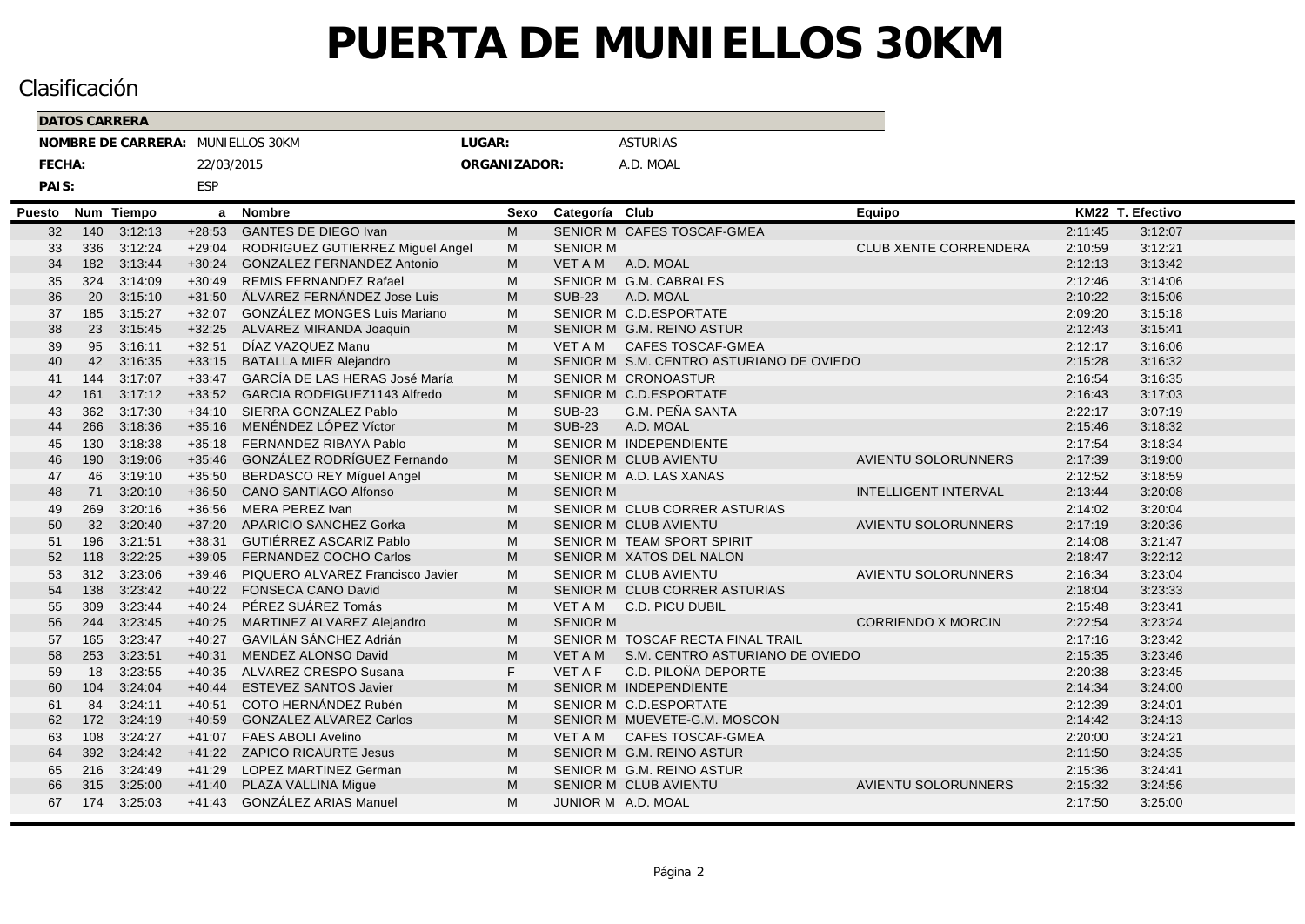# PUERTA DE MUNIELLOS 30KM

Clasificación

| DATOS CARRERA | | | |
|---|---|---|---|
| **NOMBRE DE CARRERA:** | MUNIELLOS 30KM | **LUGAR:** | ASTURIAS |
| **FECHA:** | 22/03/2015 | **ORGANIZADOR:** | A.D. MOAL |
| **PAIS:** | ESP | | |

| Puesto | Num | Tiempo | a | Nombre | Sexo | Categoría | Club | Equipo | KM22 | T. Efectivo |
|---|---|---|---|---|---|---|---|---|---|---|
| 32 | 140 | 3:12:13 | +28:53 | GANTES DE DIEGO Ivan | M | SENIOR M | CAFES TOSCAF-GMEA | | 2:11:45 | 3:12:07 |
| 33 | 336 | 3:12:24 | +29:04 | RODRIGUEZ GUTIERREZ Miguel Angel | M | SENIOR M | | CLUB XENTE CORRENDERA | 2:10:59 | 3:12:21 |
| 34 | 182 | 3:13:44 | +30:24 | GONZALEZ FERNANDEZ Antonio | M | VET A M | A.D. MOAL | | 2:12:13 | 3:13:42 |
| 35 | 324 | 3:14:09 | +30:49 | REMIS FERNANDEZ Rafael | M | SENIOR M | G.M. CABRALES | | 2:12:46 | 3:14:06 |
| 36 | 20 | 3:15:10 | +31:50 | ÁLVAREZ FERNÁNDEZ Jose Luis | M | SUB-23 | A.D. MOAL | | 2:10:22 | 3:15:06 |
| 37 | 185 | 3:15:27 | +32:07 | GONZÁLEZ MONGES Luis Mariano | M | SENIOR M | C.D.ESPORTATE | | 2:09:20 | 3:15:18 |
| 38 | 23 | 3:15:45 | +32:25 | ALVAREZ MIRANDA Joaquin | M | SENIOR M | G.M. REINO ASTUR | | 2:12:43 | 3:15:41 |
| 39 | 95 | 3:16:11 | +32:51 | DÍAZ VAZQUEZ Manu | M | VET A M | CAFES TOSCAF-GMEA | | 2:12:17 | 3:16:06 |
| 40 | 42 | 3:16:35 | +33:15 | BATALLA MIER Alejandro | M | SENIOR M | S.M. CENTRO ASTURIANO DE OVIEDO | | 2:15:28 | 3:16:32 |
| 41 | 144 | 3:17:07 | +33:47 | GARCÍA DE LAS HERAS José María | M | SENIOR M | CRONOASTUR | | 2:16:54 | 3:16:35 |
| 42 | 161 | 3:17:12 | +33:52 | GARCIA RODEIGUEZ1143 Alfredo | M | SENIOR M | C.D.ESPORTATE | | 2:16:43 | 3:17:03 |
| 43 | 362 | 3:17:30 | +34:10 | SIERRA GONZALEZ Pablo | M | SUB-23 | G.M. PEÑA SANTA | | 2:22:17 | 3:07:19 |
| 44 | 266 | 3:18:36 | +35:16 | MENÉNDEZ LÓPEZ Víctor | M | SUB-23 | A.D. MOAL | | 2:15:46 | 3:18:32 |
| 45 | 130 | 3:18:38 | +35:18 | FERNANDEZ RIBAYA Pablo | M | SENIOR M | INDEPENDIENTE | | 2:17:54 | 3:18:34 |
| 46 | 190 | 3:19:06 | +35:46 | GONZÁLEZ RODRÍGUEZ Fernando | M | SENIOR M | CLUB AVIENTU | AVIENTU SOLORUNNERS | 2:17:39 | 3:19:00 |
| 47 | 46 | 3:19:10 | +35:50 | BERDASCO REY Míguel Angel | M | SENIOR M | A.D. LAS XANAS | | 2:12:52 | 3:18:59 |
| 48 | 71 | 3:20:10 | +36:50 | CANO SANTIAGO Alfonso | M | SENIOR M | | INTELLIGENT INTERVAL | 2:13:44 | 3:20:08 |
| 49 | 269 | 3:20:16 | +36:56 | MERA PEREZ Ivan | M | SENIOR M | CLUB CORRER ASTURIAS | | 2:14:02 | 3:20:04 |
| 50 | 32 | 3:20:40 | +37:20 | APARICIO SANCHEZ Gorka | M | SENIOR M | CLUB AVIENTU | AVIENTU SOLORUNNERS | 2:17:19 | 3:20:36 |
| 51 | 196 | 3:21:51 | +38:31 | GUTIÉRREZ ASCARIZ Pablo | M | SENIOR M | TEAM SPORT SPIRIT | | 2:14:08 | 3:21:47 |
| 52 | 118 | 3:22:25 | +39:05 | FERNANDEZ COCHO Carlos | M | SENIOR M | XATOS DEL NALON | | 2:18:47 | 3:22:12 |
| 53 | 312 | 3:23:06 | +39:46 | PIQUERO ALVAREZ Francisco Javier | M | SENIOR M | CLUB AVIENTU | AVIENTU SOLORUNNERS | 2:16:34 | 3:23:04 |
| 54 | 138 | 3:23:42 | +40:22 | FONSECA CANO David | M | SENIOR M | CLUB CORRER ASTURIAS | | 2:18:04 | 3:23:33 |
| 55 | 309 | 3:23:44 | +40:24 | PÉREZ SUÁREZ Tomás | M | VET A M | C.D. PICU DUBIL | | 2:15:48 | 3:23:41 |
| 56 | 244 | 3:23:45 | +40:25 | MARTINEZ ALVAREZ Alejandro | M | SENIOR M | | CORRIENDO X MORCIN | 2:22:54 | 3:23:24 |
| 57 | 165 | 3:23:47 | +40:27 | GAVILÁN SÁNCHEZ Adrián | M | SENIOR M | TOSCAF RECTA FINAL TRAIL | | 2:17:16 | 3:23:42 |
| 58 | 253 | 3:23:51 | +40:31 | MENDEZ ALONSO David | M | VET A M | S.M. CENTRO ASTURIANO DE OVIEDO | | 2:15:35 | 3:23:46 |
| 59 | 18 | 3:23:55 | +40:35 | ALVAREZ CRESPO Susana | F | VET A F | C.D. PILOÑA DEPORTE | | 2:20:38 | 3:23:45 |
| 60 | 104 | 3:24:04 | +40:44 | ESTEVEZ SANTOS Javier | M | SENIOR M | INDEPENDIENTE | | 2:14:34 | 3:24:00 |
| 61 | 84 | 3:24:11 | +40:51 | COTO HERNÁNDEZ Rubén | M | SENIOR M | C.D.ESPORTATE | | 2:12:39 | 3:24:01 |
| 62 | 172 | 3:24:19 | +40:59 | GONZALEZ ALVAREZ Carlos | M | SENIOR M | MUEVETE-G.M. MOSCON | | 2:14:42 | 3:24:13 |
| 63 | 108 | 3:24:27 | +41:07 | FAES ABOLI Avelino | M | VET A M | CAFES TOSCAF-GMEA | | 2:20:00 | 3:24:21 |
| 64 | 392 | 3:24:42 | +41:22 | ZAPICO RICAURTE Jesus | M | SENIOR M | G.M. REINO ASTUR | | 2:11:50 | 3:24:35 |
| 65 | 216 | 3:24:49 | +41:29 | LOPEZ MARTINEZ German | M | SENIOR M | G.M. REINO ASTUR | | 2:15:36 | 3:24:41 |
| 66 | 315 | 3:25:00 | +41:40 | PLAZA VALLINA Migue | M | SENIOR M | CLUB AVIENTU | AVIENTU SOLORUNNERS | 2:15:32 | 3:24:56 |
| 67 | 174 | 3:25:03 | +41:43 | GONZÁLEZ ARIAS Manuel | M | JUNIOR M | A.D. MOAL | | 2:17:50 | 3:25:00 |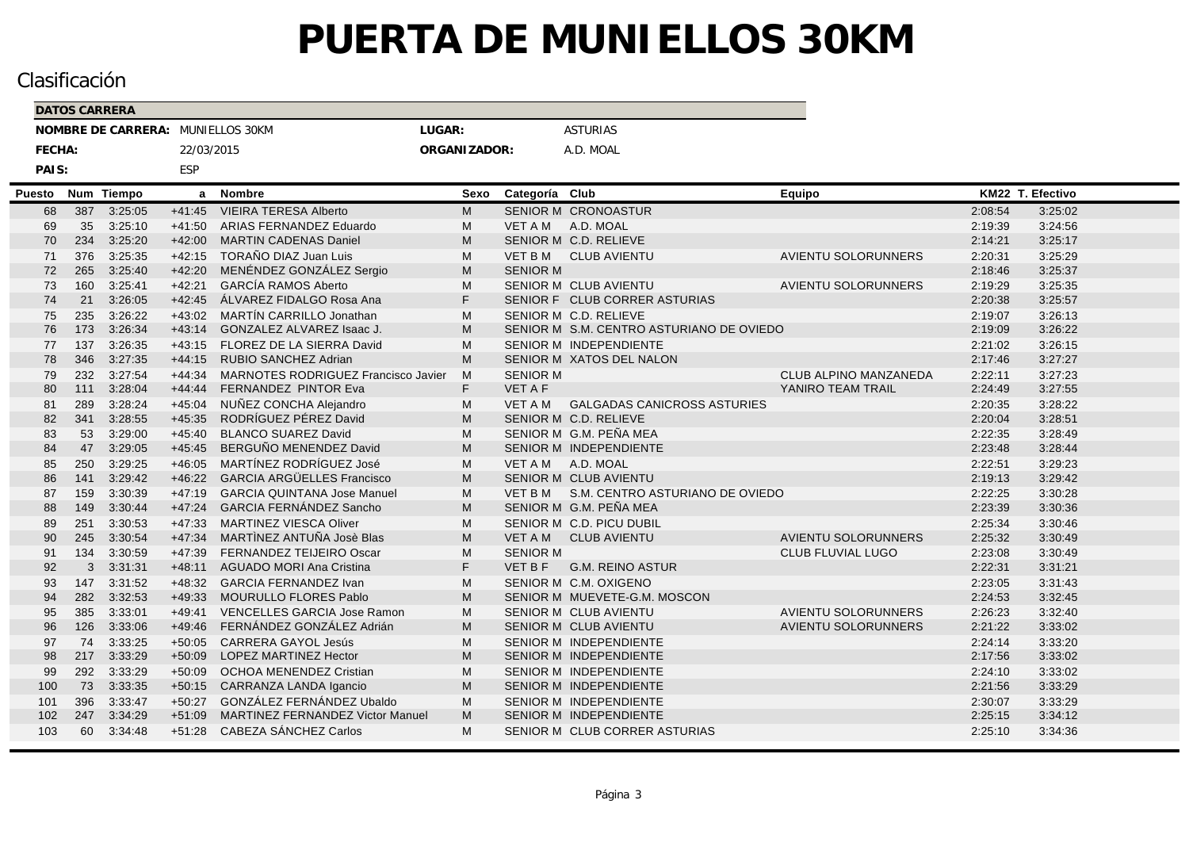# PUERTA DE MUNIELLOS 30KM

## Clasificación

| DATOS CARRERA | | | |
|---|---|---|---|
| **NOMBRE DE CARRERA:** | MUNIELLOS 30KM | **LUGAR:** | ASTURIAS |
| **FECHA:** | 22/03/2015 | **ORGANIZADOR:** | A.D. MOAL |
| **PAIS:** | ESP | | |

| Puesto | Num | Tiempo | a | Nombre | Sexo | Categoría | Club | Equipo | KM22 | T. Efectivo |
|---|---|---|---|---|---|---|---|---|---|---|
| 68 | 387 | 3:25:05 | +41:45 | VIEIRA TERESA Alberto | M | SENIOR M | CRONOASTUR | | 2:08:54 | 3:25:02 |
| 69 | 35 | 3:25:10 | +41:50 | ARIAS FERNANDEZ Eduardo | M | VET A M | A.D. MOAL | | 2:19:39 | 3:24:56 |
| 70 | 234 | 3:25:20 | +42:00 | MARTIN CADENAS Daniel | M | SENIOR M | C.D. RELIEVE | | 2:14:21 | 3:25:17 |
| 71 | 376 | 3:25:35 | +42:15 | TORAÑO DIAZ Juan Luis | M | VET B M | CLUB AVIENTU | AVIENTU SOLORUNNERS | 2:20:31 | 3:25:29 |
| 72 | 265 | 3:25:40 | +42:20 | MENÉNDEZ GONZÁLEZ Sergio | M | SENIOR M | | | 2:18:46 | 3:25:37 |
| 73 | 160 | 3:25:41 | +42:21 | GARCÍA RAMOS Aberto | M | SENIOR M | CLUB AVIENTU | AVIENTU SOLORUNNERS | 2:19:29 | 3:25:35 |
| 74 | 21 | 3:26:05 | +42:45 | ÁLVAREZ FIDALGO Rosa Ana | F | SENIOR F | CLUB CORRER ASTURIAS | | 2:20:38 | 3:25:57 |
| 75 | 235 | 3:26:22 | +43:02 | MARTÍN CARRILLO Jonathan | M | SENIOR M | C.D. RELIEVE | | 2:19:07 | 3:26:13 |
| 76 | 173 | 3:26:34 | +43:14 | GONZALEZ ALVAREZ Isaac J. | M | SENIOR M | S.M. CENTRO ASTURIANO DE OVIEDO | | 2:19:09 | 3:26:22 |
| 77 | 137 | 3:26:35 | +43:15 | FLOREZ DE LA SIERRA David | M | SENIOR M | INDEPENDIENTE | | 2:21:02 | 3:26:15 |
| 78 | 346 | 3:27:35 | +44:15 | RUBIO SANCHEZ Adrian | M | SENIOR M | XATOS DEL NALON | | 2:17:46 | 3:27:27 |
| 79 | 232 | 3:27:54 | +44:34 | MARNOTES RODRIGUEZ Francisco Javier | M | SENIOR M | | CLUB ALPINO MANZANEDA | 2:22:11 | 3:27:23 |
| 80 | 111 | 3:28:04 | +44:44 | FERNANDEZ PINTOR Eva | F | VET A F | | YANIRO TEAM TRAIL | 2:24:49 | 3:27:55 |
| 81 | 289 | 3:28:24 | +45:04 | NUÑEZ CONCHA Alejandro | M | VET A M | GALGADAS CANICROSS ASTURIES | | 2:20:35 | 3:28:22 |
| 82 | 341 | 3:28:55 | +45:35 | RODRÍGUEZ PÉREZ David | M | SENIOR M | C.D. RELIEVE | | 2:20:04 | 3:28:51 |
| 83 | 53 | 3:29:00 | +45:40 | BLANCO SUAREZ David | M | SENIOR M | G.M. PEÑA MEA | | 2:22:35 | 3:28:49 |
| 84 | 47 | 3:29:05 | +45:45 | BERGUÑO MENENDEZ David | M | SENIOR M | INDEPENDIENTE | | 2:23:48 | 3:28:44 |
| 85 | 250 | 3:29:25 | +46:05 | MARTÍNEZ RODRÍGUEZ José | M | VET A M | A.D. MOAL | | 2:22:51 | 3:29:23 |
| 86 | 141 | 3:29:42 | +46:22 | GARCIA ARGÜELLES Francisco | M | SENIOR M | CLUB AVIENTU | | 2:19:13 | 3:29:42 |
| 87 | 159 | 3:30:39 | +47:19 | GARCIA QUINTANA Jose Manuel | M | VET B M | S.M. CENTRO ASTURIANO DE OVIEDO | | 2:22:25 | 3:30:28 |
| 88 | 149 | 3:30:44 | +47:24 | GARCIA FERNÁNDEZ Sancho | M | SENIOR M | G.M. PEÑA MEA | | 2:23:39 | 3:30:36 |
| 89 | 251 | 3:30:53 | +47:33 | MARTINEZ VIESCA Oliver | M | SENIOR M | C.D. PICU DUBIL | | 2:25:34 | 3:30:46 |
| 90 | 245 | 3:30:54 | +47:34 | MARTÍNEZ ANTUÑA Josè Blas | M | VET A M | CLUB AVIENTU | AVIENTU SOLORUNNERS | 2:25:32 | 3:30:49 |
| 91 | 134 | 3:30:59 | +47:39 | FERNANDEZ TEIJEIRO Oscar | M | SENIOR M | | CLUB FLUVIAL LUGO | 2:23:08 | 3:30:49 |
| 92 | 3 | 3:31:31 | +48:11 | AGUADO MORI Ana Cristina | F | VET B F | G.M. REINO ASTUR | | 2:22:31 | 3:31:21 |
| 93 | 147 | 3:31:52 | +48:32 | GARCIA FERNANDEZ Ivan | M | SENIOR M | C.M. OXIGENO | | 2:23:05 | 3:31:43 |
| 94 | 282 | 3:32:53 | +49:33 | MOURULLO FLORES Pablo | M | SENIOR M | MUEVETE-G.M. MOSCON | | 2:24:53 | 3:32:45 |
| 95 | 385 | 3:33:01 | +49:41 | VENCELLES GARCIA Jose Ramon | M | SENIOR M | CLUB AVIENTU | AVIENTU SOLORUNNERS | 2:26:23 | 3:32:40 |
| 96 | 126 | 3:33:06 | +49:46 | FERNÁNDEZ GONZÁLEZ Adrián | M | SENIOR M | CLUB AVIENTU | AVIENTU SOLORUNNERS | 2:21:22 | 3:33:02 |
| 97 | 74 | 3:33:25 | +50:05 | CARRERA GAYOL Jesús | M | SENIOR M | INDEPENDIENTE | | 2:24:14 | 3:33:20 |
| 98 | 217 | 3:33:29 | +50:09 | LOPEZ MARTINEZ Hector | M | SENIOR M | INDEPENDIENTE | | 2:17:56 | 3:33:02 |
| 99 | 292 | 3:33:29 | +50:09 | OCHOA MENENDEZ Cristian | M | SENIOR M | INDEPENDIENTE | | 2:24:10 | 3:33:02 |
| 100 | 73 | 3:33:35 | +50:15 | CARRANZA LANDA Igancio | M | SENIOR M | INDEPENDIENTE | | 2:21:56 | 3:33:29 |
| 101 | 396 | 3:33:47 | +50:27 | GONZÁLEZ FERNÁNDEZ Ubaldo | M | SENIOR M | INDEPENDIENTE | | 2:30:07 | 3:33:29 |
| 102 | 247 | 3:34:29 | +51:09 | MARTINEZ FERNANDEZ Victor Manuel | M | SENIOR M | INDEPENDIENTE | | 2:25:15 | 3:34:12 |
| 103 | 60 | 3:34:48 | +51:28 | CABEZA SÁNCHEZ Carlos | M | SENIOR M | CLUB CORRER ASTURIAS | | 2:25:10 | 3:34:36 |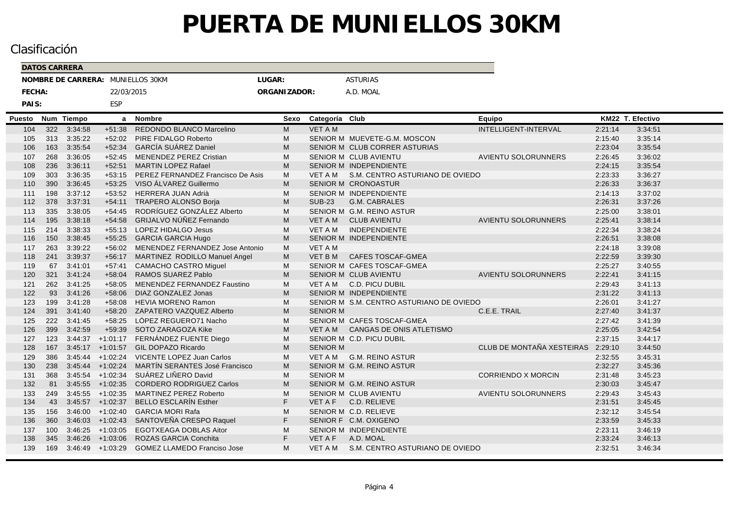# PUERTA DE MUNIELLOS 30KM

## Clasificación

| DATOS CARRERA | | | |
|---|---|---|---|
| **NOMBRE DE CARRERA:** | MUNIELLOS 30KM | **LUGAR:** | ASTURIAS |
| **FECHA:** | 22/03/2015 | **ORGANIZADOR:** | A.D. MOAL |
| **PAIS:** | ESP | | |

| Puesto | Num | Tiempo | a | Nombre | Sexo | Categoría | Club | Equipo | KM22 | T. Efectivo |
|---|---|---|---|---|---|---|---|---|---|---|
| 104 | 322 | 3:34:58 | +51:38 | REDONDO BLANCO Marcelino | M | VET A M | | INTELLIGENT-INTERVAL | 2:21:14 | 3:34:51 |
| 105 | 313 | 3:35:22 | +52:02 | PIRE FIDALGO Roberto | M | SENIOR M | MUEVETE-G.M. MOSCON | | 2:15:40 | 3:35:14 |
| 106 | 163 | 3:35:54 | +52:34 | GARCÍA SUÁREZ Daniel | M | SENIOR M | CLUB CORRER ASTURIAS | | 2:23:04 | 3:35:54 |
| 107 | 268 | 3:36:05 | +52:45 | MENENDEZ PEREZ Cristian | M | SENIOR M | CLUB AVIENTU | AVIENTU SOLORUNNERS | 2:26:45 | 3:36:02 |
| 108 | 236 | 3:36:11 | +52:51 | MARTIN LOPEZ Rafael | M | SENIOR M | INDEPENDIENTE | | 2:24:15 | 3:35:54 |
| 109 | 303 | 3:36:35 | +53:15 | PEREZ FERNANDEZ Francisco De Asis | M | VET A M | S.M. CENTRO ASTURIANO DE OVIEDO | | 2:23:33 | 3:36:27 |
| 110 | 390 | 3:36:45 | +53:25 | VISO ÁLVAREZ Guillermo | M | SENIOR M | CRONOASTUR | | 2:26:33 | 3:36:37 |
| 111 | 198 | 3:37:12 | +53:52 | HERRERA JUAN Adrià | M | SENIOR M | INDEPENDIENTE | | 2:14:13 | 3:37:02 |
| 112 | 378 | 3:37:31 | +54:11 | TRAPERO ALONSO Borja | M | SUB-23 | G.M. CABRALES | | 2:26:31 | 3:37:26 |
| 113 | 335 | 3:38:05 | +54:45 | RODRÍGUEZ GONZÁLEZ Alberto | M | SENIOR M | G.M. REINO ASTUR | | 2:25:00 | 3:38:01 |
| 114 | 195 | 3:38:18 | +54:58 | GRIJALVO NÚÑEZ Fernando | M | VET A M | CLUB AVIENTU | AVIENTU SOLORUNNERS | 2:25:41 | 3:38:14 |
| 115 | 214 | 3:38:33 | +55:13 | LOPEZ HIDALGO Jesus | M | VET A M | INDEPENDIENTE | | 2:22:34 | 3:38:24 |
| 116 | 150 | 3:38:45 | +55:25 | GARCIA GARCIA Hugo | M | SENIOR M | INDEPENDIENTE | | 2:26:51 | 3:38:08 |
| 117 | 263 | 3:39:22 | +56:02 | MENENDEZ FERNANDEZ Jose Antonio | M | VET A M | | | 2:24:18 | 3:39:08 |
| 118 | 241 | 3:39:37 | +56:17 | MARTINEZ RODILLO Manuel Angel | M | VET B M | CAFES TOSCAF-GMEA | | 2:22:59 | 3:39:30 |
| 119 | 67 | 3:41:01 | +57:41 | CAMACHO CASTRO Miguel | M | SENIOR M | CAFES TOSCAF-GMEA | | 2:25:27 | 3:40:55 |
| 120 | 321 | 3:41:24 | +58:04 | RAMOS SUAREZ Pablo | M | SENIOR M | CLUB AVIENTU | AVIENTU SOLORUNNERS | 2:22:41 | 3:41:15 |
| 121 | 262 | 3:41:25 | +58:05 | MENENDEZ FERNANDEZ Faustino | M | VET A M | C.D. PICU DUBIL | | 2:29:43 | 3:41:13 |
| 122 | 93 | 3:41:26 | +58:06 | DIAZ GONZALEZ Jonas | M | SENIOR M | INDEPENDIENTE | | 2:31:22 | 3:41:13 |
| 123 | 199 | 3:41:28 | +58:08 | HEVIA MORENO Ramon | M | SENIOR M | S.M. CENTRO ASTURIANO DE OVIEDO | | 2:26:01 | 3:41:27 |
| 124 | 391 | 3:41:40 | +58:20 | ZAPATERO VAZQUEZ Alberto | M | SENIOR M | | C.E.E. TRAIL | 2:27:40 | 3:41:37 |
| 125 | 222 | 3:41:45 | +58:25 | LÓPEZ REGUERO71 Nacho | M | SENIOR M | CAFES TOSCAF-GMEA | | 2:27:42 | 3:41:39 |
| 126 | 399 | 3:42:59 | +59:39 | SOTO ZARAGOZA Kike | M | VET A M | CANGAS DE ONIS ATLETISMO | | 2:25:05 | 3:42:54 |
| 127 | 123 | 3:44:37 | +1:01:17 | FERNÁNDEZ FUENTE Diego | M | SENIOR M | C.D. PICU DUBIL | | 2:37:15 | 3:44:17 |
| 128 | 167 | 3:45:17 | +1:01:57 | GIL DOPAZO Ricardo | M | SENIOR M | | CLUB DE MONTAÑA XESTEIRAS | 2:29:10 | 3:44:50 |
| 129 | 386 | 3:45:44 | +1:02:24 | VICENTE LOPEZ Juan Carlos | M | VET A M | G.M. REINO ASTUR | | 2:32:55 | 3:45:31 |
| 130 | 238 | 3:45:44 | +1:02:24 | MARTÍN SERANTES José Francisco | M | SENIOR M | G.M. REINO ASTUR | | 2:32:27 | 3:45:36 |
| 131 | 368 | 3:45:54 | +1:02:34 | SUÁREZ LIÑERO David | M | SENIOR M | | CORRIENDO X MORCIN | 2:31:48 | 3:45:23 |
| 132 | 81 | 3:45:55 | +1:02:35 | CORDERO RODRIGUEZ Carlos | M | SENIOR M | G.M. REINO ASTUR | | 2:30:03 | 3:45:47 |
| 133 | 249 | 3:45:55 | +1:02:35 | MARTINEZ PEREZ Roberto | M | SENIOR M | CLUB AVIENTU | AVIENTU SOLORUNNERS | 2:29:43 | 3:45:43 |
| 134 | 43 | 3:45:57 | +1:02:37 | BELLO ESCLARÍN Esther | F | VET A F | C.D. RELIEVE | | 2:31:51 | 3:45:45 |
| 135 | 156 | 3:46:00 | +1:02:40 | GARCIA MORI Rafa | M | SENIOR M | C.D. RELIEVE | | 2:32:12 | 3:45:54 |
| 136 | 360 | 3:46:03 | +1:02:43 | SANTOVEÑA CRESPO Raquel | F | SENIOR F | C.M. OXIGENO | | 2:33:59 | 3:45:33 |
| 137 | 100 | 3:46:25 | +1:03:05 | EGOTXEAGA DOBLAS Aitor | M | SENIOR M | INDEPENDIENTE | | 2:23:11 | 3:46:19 |
| 138 | 345 | 3:46:26 | +1:03:06 | ROZAS GARCIA Conchita | F | VET A F | A.D. MOAL | | 2:33:24 | 3:46:13 |
| 139 | 169 | 3:46:49 | +1:03:29 | GOMEZ LLAMEDO Francisco Jose | M | VET A M | S.M. CENTRO ASTURIANO DE OVIEDO | | 2:32:51 | 3:46:34 |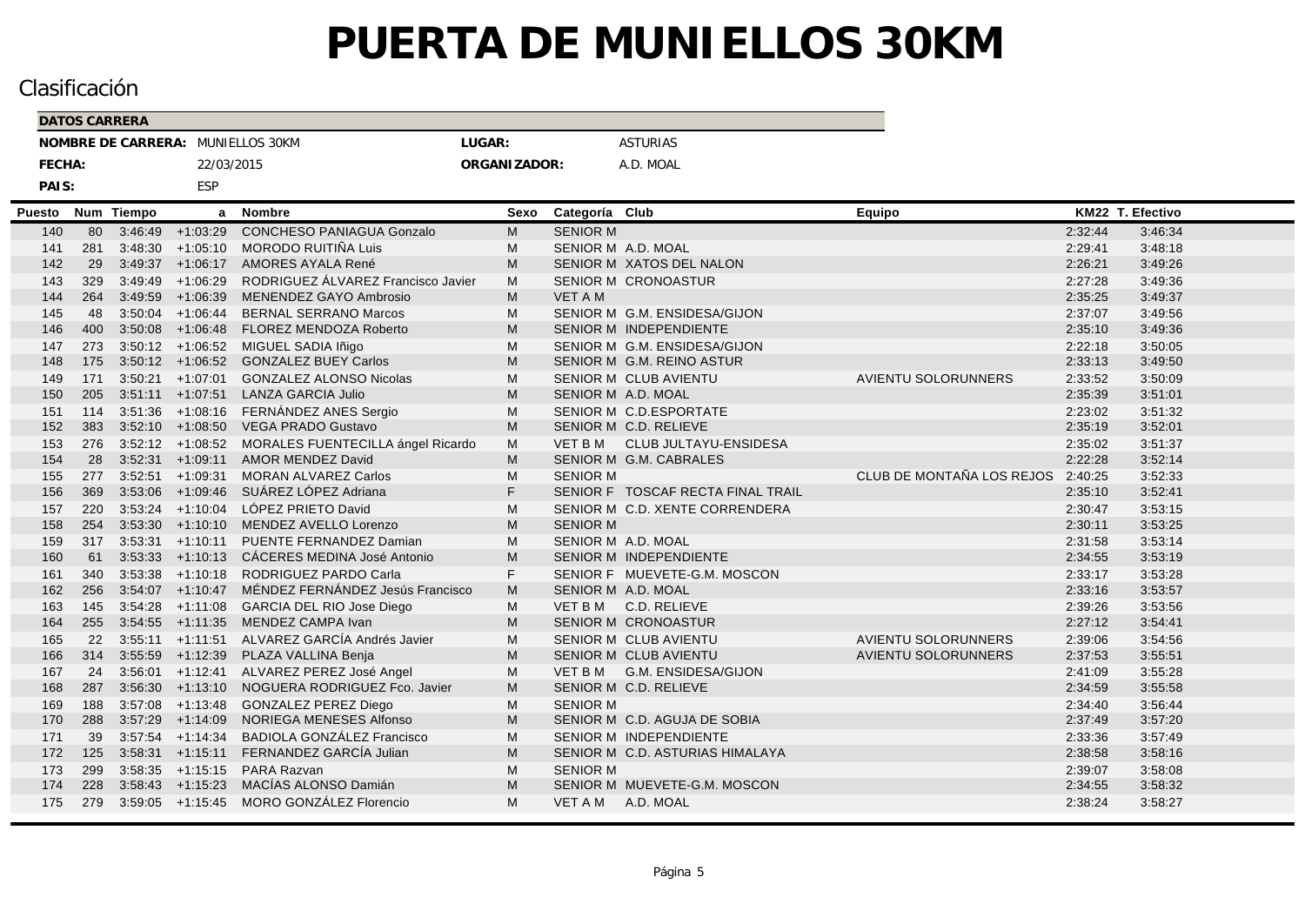# PUERTA DE MUNIELLOS 30KM

## Clasificación

**DATOS CARRERA**

| | | | |
|---|---|---|---|
| **NOMBRE DE CARRERA:** | MUNIELLOS 30KM | **LUGAR:** | ASTURIAS |
| **FECHA:** | 22/03/2015 | **ORGANIZADOR:** | A.D. MOAL |
| **PAIS:** | ESP | | |

| Puesto | Num | Tiempo | a | Nombre | Sexo | Categoría | Club | Equipo | KM22 | T. Efectivo |
|---|---|---|---|---|---|---|---|---|---|---|
| 140 | 80 | 3:46:49 | +1:03:29 | CONCHESO PANIAGUA Gonzalo | M | SENIOR M | | | 2:32:44 | 3:46:34 |
| 141 | 281 | 3:48:30 | +1:05:10 | MORODO RUITIÑA Luis | M | SENIOR M | A.D. MOAL | | 2:29:41 | 3:48:18 |
| 142 | 29 | 3:49:37 | +1:06:17 | AMORES AYALA René | M | SENIOR M | XATOS DEL NALON | | 2:26:21 | 3:49:26 |
| 143 | 329 | 3:49:49 | +1:06:29 | RODRIGUEZ ÁLVAREZ Francisco Javier | M | SENIOR M | CRONOASTUR | | 2:27:28 | 3:49:36 |
| 144 | 264 | 3:49:59 | +1:06:39 | MENENDEZ GAYO Ambrosio | M | VET A M | | | 2:35:25 | 3:49:37 |
| 145 | 48 | 3:50:04 | +1:06:44 | BERNAL SERRANO Marcos | M | SENIOR M | G.M. ENSIDESA/GIJON | | 2:37:07 | 3:49:56 |
| 146 | 400 | 3:50:08 | +1:06:48 | FLOREZ MENDOZA Roberto | M | SENIOR M | INDEPENDIENTE | | 2:35:10 | 3:49:36 |
| 147 | 273 | 3:50:12 | +1:06:52 | MIGUEL SADIA Iñigo | M | SENIOR M | G.M. ENSIDESA/GIJON | | 2:22:18 | 3:50:05 |
| 148 | 175 | 3:50:12 | +1:06:52 | GONZALEZ BUEY Carlos | M | SENIOR M | G.M. REINO ASTUR | | 2:33:13 | 3:49:50 |
| 149 | 171 | 3:50:21 | +1:07:01 | GONZALEZ ALONSO Nicolas | M | SENIOR M | CLUB AVIENTU | AVIENTU SOLORUNNERS | 2:33:52 | 3:50:09 |
| 150 | 205 | 3:51:11 | +1:07:51 | LANZA GARCIA Julio | M | SENIOR M | A.D. MOAL | | 2:35:39 | 3:51:01 |
| 151 | 114 | 3:51:36 | +1:08:16 | FERNÁNDEZ ANES Sergio | M | SENIOR M | C.D.ESPORTATE | | 2:23:02 | 3:51:32 |
| 152 | 383 | 3:52:10 | +1:08:50 | VEGA PRADO Gustavo | M | SENIOR M | C.D. RELIEVE | | 2:35:19 | 3:52:01 |
| 153 | 276 | 3:52:12 | +1:08:52 | MORALES FUENTECILLA ángel Ricardo | M | VET B M | CLUB JULTAYU-ENSIDESA | | 2:35:02 | 3:51:37 |
| 154 | 28 | 3:52:31 | +1:09:11 | AMOR MENDEZ David | M | SENIOR M | G.M. CABRALES | | 2:22:28 | 3:52:14 |
| 155 | 277 | 3:52:51 | +1:09:31 | MORAN ALVAREZ Carlos | M | SENIOR M | | CLUB DE MONTAÑA LOS REJOS | 2:40:25 | 3:52:33 |
| 156 | 369 | 3:53:06 | +1:09:46 | SUÁREZ LÓPEZ Adriana | F | SENIOR F | TOSCAF RECTA FINAL TRAIL | | 2:35:10 | 3:52:41 |
| 157 | 220 | 3:53:24 | +1:10:04 | LÓPEZ PRIETO David | M | SENIOR M | C.D. XENTE CORRENDERA | | 2:30:47 | 3:53:15 |
| 158 | 254 | 3:53:30 | +1:10:10 | MENDEZ AVELLO Lorenzo | M | SENIOR M | | | 2:30:11 | 3:53:25 |
| 159 | 317 | 3:53:31 | +1:10:11 | PUENTE FERNANDEZ Damian | M | SENIOR M | A.D. MOAL | | 2:31:58 | 3:53:14 |
| 160 | 61 | 3:53:33 | +1:10:13 | CÁCERES MEDINA José Antonio | M | SENIOR M | INDEPENDIENTE | | 2:34:55 | 3:53:19 |
| 161 | 340 | 3:53:38 | +1:10:18 | RODRIGUEZ PARDO Carla | F | SENIOR F | MUEVETE-G.M. MOSCON | | 2:33:17 | 3:53:28 |
| 162 | 256 | 3:54:07 | +1:10:47 | MÉNDEZ FERNÁNDEZ Jesús Francisco | M | SENIOR M | A.D. MOAL | | 2:33:16 | 3:53:57 |
| 163 | 145 | 3:54:28 | +1:11:08 | GARCIA DEL RIO Jose Diego | M | VET B M | C.D. RELIEVE | | 2:39:26 | 3:53:56 |
| 164 | 255 | 3:54:55 | +1:11:35 | MENDEZ CAMPA Ivan | M | SENIOR M | CRONOASTUR | | 2:27:12 | 3:54:41 |
| 165 | 22 | 3:55:11 | +1:11:51 | ALVAREZ GARCÍA Andrés Javier | M | SENIOR M | CLUB AVIENTU | AVIENTU SOLORUNNERS | 2:39:06 | 3:54:56 |
| 166 | 314 | 3:55:59 | +1:12:39 | PLAZA VALLINA Benja | M | SENIOR M | CLUB AVIENTU | AVIENTU SOLORUNNERS | 2:37:53 | 3:55:51 |
| 167 | 24 | 3:56:01 | +1:12:41 | ALVAREZ PEREZ José Angel | M | VET B M | G.M. ENSIDESA/GIJON | | 2:41:09 | 3:55:28 |
| 168 | 287 | 3:56:30 | +1:13:10 | NOGUERA RODRIGUEZ Fco. Javier | M | SENIOR M | C.D. RELIEVE | | 2:34:59 | 3:55:58 |
| 169 | 188 | 3:57:08 | +1:13:48 | GONZALEZ PEREZ Diego | M | SENIOR M | | | 2:34:40 | 3:56:44 |
| 170 | 288 | 3:57:29 | +1:14:09 | NORIEGA MENESES Alfonso | M | SENIOR M | C.D. AGUJA DE SOBIA | | 2:37:49 | 3:57:20 |
| 171 | 39 | 3:57:54 | +1:14:34 | BADIOLA GONZÁLEZ Francisco | M | SENIOR M | INDEPENDIENTE | | 2:33:36 | 3:57:49 |
| 172 | 125 | 3:58:31 | +1:15:11 | FERNANDEZ GARCÍA Julian | M | SENIOR M | C.D. ASTURIAS HIMALAYA | | 2:38:58 | 3:58:16 |
| 173 | 299 | 3:58:35 | +1:15:15 | PARA Razvan | M | SENIOR M | | | 2:39:07 | 3:58:08 |
| 174 | 228 | 3:58:43 | +1:15:23 | MACÍAS ALONSO Damián | M | SENIOR M | MUEVETE-G.M. MOSCON | | 2:34:55 | 3:58:32 |
| 175 | 279 | 3:59:05 | +1:15:45 | MORO GONZÁLEZ Florencio | M | VET A M | A.D. MOAL | | 2:38:24 | 3:58:27 |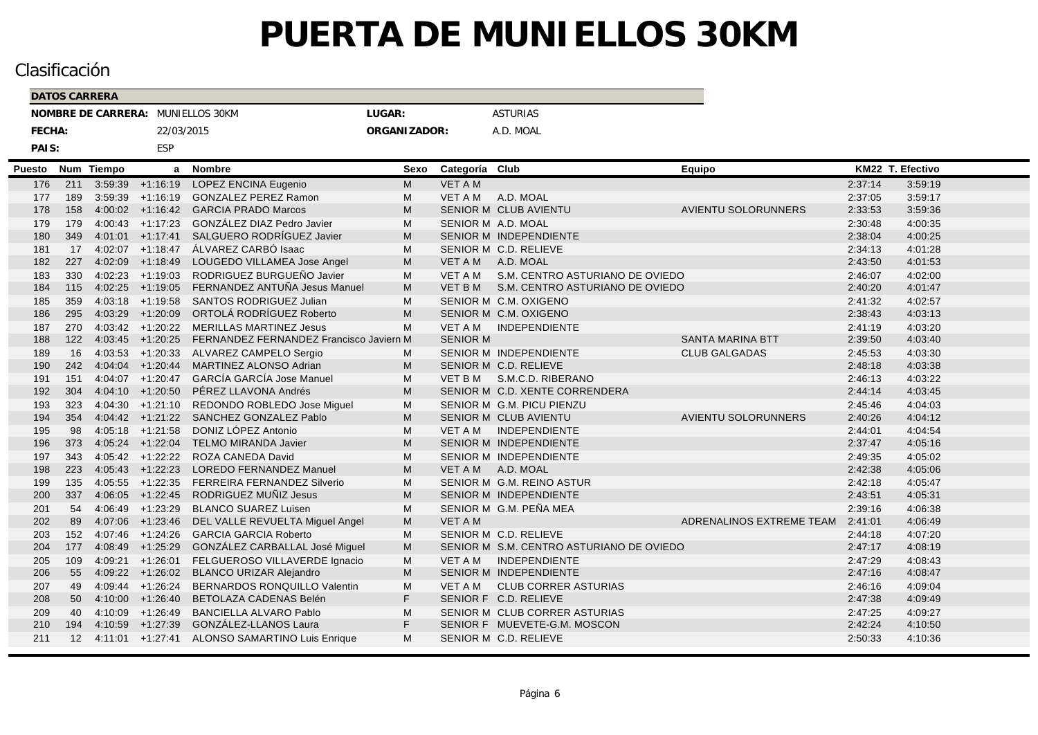# PUERTA DE MUNIELLOS 30KM

## Clasificación

| DATOS CARRERA | | | |
|---|---|---|---|
| **NOMBRE DE CARRERA:** | MUNIELLOS 30KM | **LUGAR:** | ASTURIAS |
| **FECHA:** | 22/03/2015 | **ORGANIZADOR:** | A.D. MOAL |
| **PAIS:** | ESP | | |

| Puesto | Num | Tiempo | a | Nombre | Sexo | Categoría | Club | Equipo | KM22 | T. Efectivo |
|---|---|---|---|---|---|---|---|---|---|---|
| 176 | 211 | 3:59:39 | +1:16:19 | LOPEZ ENCINA Eugenio | M | VET A M | | | 2:37:14 | 3:59:19 |
| 177 | 189 | 3:59:39 | +1:16:19 | GONZALEZ PEREZ Ramon | M | VET A M | A.D. MOAL | | 2:37:05 | 3:59:17 |
| 178 | 158 | 4:00:02 | +1:16:42 | GARCIA PRADO Marcos | M | SENIOR M | CLUB AVIENTU | AVIENTU SOLORUNNERS | 2:33:53 | 3:59:36 |
| 179 | 179 | 4:00:43 | +1:17:23 | GONZÁLEZ DIAZ Pedro Javier | M | SENIOR M | A.D. MOAL | | 2:30:48 | 4:00:35 |
| 180 | 349 | 4:01:01 | +1:17:41 | SALGUERO RODRÍGUEZ Javier | M | SENIOR M | INDEPENDIENTE | | 2:38:04 | 4:00:25 |
| 181 | 17 | 4:02:07 | +1:18:47 | ÁLVAREZ CARBÓ Isaac | M | SENIOR M | C.D. RELIEVE | | 2:34:13 | 4:01:28 |
| 182 | 227 | 4:02:09 | +1:18:49 | LOUGEDO VILLAMEA Jose Angel | M | VET A M | A.D. MOAL | | 2:43:50 | 4:01:53 |
| 183 | 330 | 4:02:23 | +1:19:03 | RODRIGUEZ BURGUEÑO Javier | M | VET A M | S.M. CENTRO ASTURIANO DE OVIEDO | | 2:46:07 | 4:02:00 |
| 184 | 115 | 4:02:25 | +1:19:05 | FERNANDEZ ANTUÑA Jesus Manuel | M | VET B M | S.M. CENTRO ASTURIANO DE OVIEDO | | 2:40:20 | 4:01:47 |
| 185 | 359 | 4:03:18 | +1:19:58 | SANTOS RODRIGUEZ Julian | M | SENIOR M | C.M. OXIGENO | | 2:41:32 | 4:02:57 |
| 186 | 295 | 4:03:29 | +1:20:09 | ORTOLÁ RODRÍGUEZ Roberto | M | SENIOR M | C.M. OXIGENO | | 2:38:43 | 4:03:13 |
| 187 | 270 | 4:03:42 | +1:20:22 | MERILLAS MARTINEZ Jesus | M | VET A M | INDEPENDIENTE | | 2:41:19 | 4:03:20 |
| 188 | 122 | 4:03:45 | +1:20:25 | FERNANDEZ FERNANDEZ Francisco Javiern | M | SENIOR M | | SANTA MARINA BTT | 2:39:50 | 4:03:40 |
| 189 | 16 | 4:03:53 | +1:20:33 | ALVAREZ CAMPELO Sergio | M | SENIOR M | INDEPENDIENTE | CLUB GALGADAS | 2:45:53 | 4:03:30 |
| 190 | 242 | 4:04:04 | +1:20:44 | MARTINEZ ALONSO Adrian | M | SENIOR M | C.D. RELIEVE | | 2:48:18 | 4:03:38 |
| 191 | 151 | 4:04:07 | +1:20:47 | GARCÍA GARCÍA Jose Manuel | M | VET B M | S.M.C.D. RIBERANO | | 2:46:13 | 4:03:22 |
| 192 | 304 | 4:04:10 | +1:20:50 | PÉREZ LLAVONA Andrés | M | SENIOR M | C.D. XENTE CORRENDERA | | 2:44:14 | 4:03:45 |
| 193 | 323 | 4:04:30 | +1:21:10 | REDONDO ROBLEDO Jose Miguel | M | SENIOR M | G.M. PICU PIENZU | | 2:45:46 | 4:04:03 |
| 194 | 354 | 4:04:42 | +1:21:22 | SANCHEZ GONZALEZ Pablo | M | SENIOR M | CLUB AVIENTU | AVIENTU SOLORUNNERS | 2:40:26 | 4:04:12 |
| 195 | 98 | 4:05:18 | +1:21:58 | DONIZ LÓPEZ Antonio | M | VET A M | INDEPENDIENTE | | 2:44:01 | 4:04:54 |
| 196 | 373 | 4:05:24 | +1:22:04 | TELMO MIRANDA Javier | M | SENIOR M | INDEPENDIENTE | | 2:37:47 | 4:05:16 |
| 197 | 343 | 4:05:42 | +1:22:22 | ROZA CANEDA David | M | SENIOR M | INDEPENDIENTE | | 2:49:35 | 4:05:02 |
| 198 | 223 | 4:05:43 | +1:22:23 | LOREDO FERNANDEZ Manuel | M | VET A M | A.D. MOAL | | 2:42:38 | 4:05:06 |
| 199 | 135 | 4:05:55 | +1:22:35 | FERREIRA FERNANDEZ Silverio | M | SENIOR M | G.M. REINO ASTUR | | 2:42:18 | 4:05:47 |
| 200 | 337 | 4:06:05 | +1:22:45 | RODRIGUEZ MUÑIZ Jesus | M | SENIOR M | INDEPENDIENTE | | 2:43:51 | 4:05:31 |
| 201 | 54 | 4:06:49 | +1:23:29 | BLANCO SUAREZ Luisen | M | SENIOR M | G.M. PEÑA MEA | | 2:39:16 | 4:06:38 |
| 202 | 89 | 4:07:06 | +1:23:46 | DEL VALLE REVUELTA Miguel Angel | M | VET A M | | ADRENALINOS EXTREME TEAM | 2:41:01 | 4:06:49 |
| 203 | 152 | 4:07:46 | +1:24:26 | GARCIA GARCIA Roberto | M | SENIOR M | C.D. RELIEVE | | 2:44:18 | 4:07:20 |
| 204 | 177 | 4:08:49 | +1:25:29 | GONZÁLEZ CARBALLAL José Miguel | M | SENIOR M | S.M. CENTRO ASTURIANO DE OVIEDO | | 2:47:17 | 4:08:19 |
| 205 | 109 | 4:09:21 | +1:26:01 | FELGUEROSO VILLAVERDE Ignacio | M | VET A M | INDEPENDIENTE | | 2:47:29 | 4:08:43 |
| 206 | 55 | 4:09:22 | +1:26:02 | BLANCO URIZAR Alejandro | M | SENIOR M | INDEPENDIENTE | | 2:47:16 | 4:08:47 |
| 207 | 49 | 4:09:44 | +1:26:24 | BERNARDOS RONQUILLO Valentin | M | VET A M | CLUB CORRER ASTURIAS | | 2:46:16 | 4:09:04 |
| 208 | 50 | 4:10:00 | +1:26:40 | BETOLAZA CADENAS Belén | F | SENIOR F | C.D. RELIEVE | | 2:47:38 | 4:09:49 |
| 209 | 40 | 4:10:09 | +1:26:49 | BANCIELLA ALVARO Pablo | M | SENIOR M | CLUB CORRER ASTURIAS | | 2:47:25 | 4:09:27 |
| 210 | 194 | 4:10:59 | +1:27:39 | GONZÁLEZ-LLANOS Laura | F | SENIOR F | MUEVETE-G.M. MOSCON | | 2:42:24 | 4:10:50 |
| 211 | 12 | 4:11:01 | +1:27:41 | ALONSO SAMARTINO Luis Enrique | M | SENIOR M | C.D. RELIEVE | | 2:50:33 | 4:10:36 |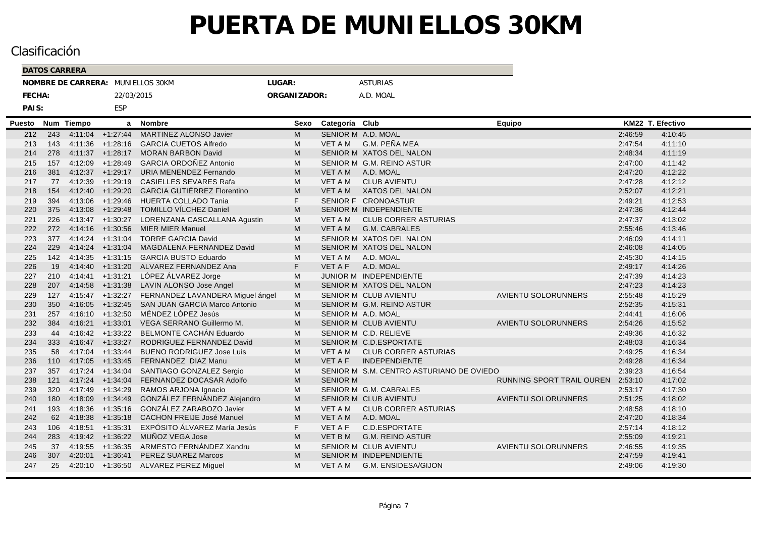# PUERTA DE MUNIELLOS 30KM

## Clasificación

**DATOS CARRERA**

**NOMBRE DE CARRERA:** MUNIELLOS 30KM | **LUGAR:** ASTURIAS

**FECHA:** 22/03/2015 | **ORGANIZADOR:** A.D. MOAL

**PAIS:** ESP

| Puesto | Num | Tiempo | a | Nombre | Sexo | Categoría | Club | Equipo | KM22 | T. Efectivo |
|---|---|---|---|---|---|---|---|---|---|---|
| 212 | 243 | 4:11:04 | +1:27:44 | MARTINEZ ALONSO Javier | M | SENIOR M | A.D. MOAL | | 2:46:59 | 4:10:45 |
| 213 | 143 | 4:11:36 | +1:28:16 | GARCIA CUETOS Alfredo | M | VET A M | G.M. PEÑA MEA | | 2:47:54 | 4:11:10 |
| 214 | 278 | 4:11:37 | +1:28:17 | MORAN BARBON David | M | SENIOR M | XATOS DEL NALON | | 2:48:34 | 4:11:19 |
| 215 | 157 | 4:12:09 | +1:28:49 | GARCIA ORDOÑEZ Antonio | M | SENIOR M | G.M. REINO ASTUR | | 2:47:00 | 4:11:42 |
| 216 | 381 | 4:12:37 | +1:29:17 | URIA MENENDEZ Fernando | M | VET A M | A.D. MOAL | | 2:47:20 | 4:12:22 |
| 217 | 77 | 4:12:39 | +1:29:19 | CASIELLES SEVARES Rafa | M | VET A M | CLUB AVIENTU | | 2:47:28 | 4:12:12 |
| 218 | 154 | 4:12:40 | +1:29:20 | GARCIA GUTIÉRREZ Florentino | M | VET A M | XATOS DEL NALON | | 2:52:07 | 4:12:21 |
| 219 | 394 | 4:13:06 | +1:29:46 | HUERTA COLLADO Tania | F | SENIOR F | CRONOASTUR | | 2:49:21 | 4:12:53 |
| 220 | 375 | 4:13:08 | +1:29:48 | TOMILLO VÍLCHEZ Daniel | M | SENIOR M | INDEPENDIENTE | | 2:47:36 | 4:12:44 |
| 221 | 226 | 4:13:47 | +1:30:27 | LORENZANA CASCALLANA Agustin | M | VET A M | CLUB CORRER ASTURIAS | | 2:47:37 | 4:13:02 |
| 222 | 272 | 4:14:16 | +1:30:56 | MIER MIER Manuel | M | VET A M | G.M. CABRALES | | 2:55:46 | 4:13:46 |
| 223 | 377 | 4:14:24 | +1:31:04 | TORRE GARCIA David | M | SENIOR M | XATOS DEL NALON | | 2:46:09 | 4:14:11 |
| 224 | 229 | 4:14:24 | +1:31:04 | MAGDALENA FERNANDEZ David | M | SENIOR M | XATOS DEL NALON | | 2:46:08 | 4:14:05 |
| 225 | 142 | 4:14:35 | +1:31:15 | GARCIA BUSTO Eduardo | M | VET A M | A.D. MOAL | | 2:45:30 | 4:14:15 |
| 226 | 19 | 4:14:40 | +1:31:20 | ALVAREZ FERNANDEZ Ana | F | VET A F | A.D. MOAL | | 2:49:17 | 4:14:26 |
| 227 | 210 | 4:14:41 | +1:31:21 | LÓPEZ ÁLVAREZ Jorge | M | JUNIOR M | INDEPENDIENTE | | 2:47:39 | 4:14:23 |
| 228 | 207 | 4:14:58 | +1:31:38 | LAVIN ALONSO Jose Angel | M | SENIOR M | XATOS DEL NALON | | 2:47:23 | 4:14:23 |
| 229 | 127 | 4:15:47 | +1:32:27 | FERNANDEZ LAVANDERA Miguel ángel | M | SENIOR M | CLUB AVIENTU | AVIENTU SOLORUNNERS | 2:55:48 | 4:15:29 |
| 230 | 350 | 4:16:05 | +1:32:45 | SAN JUAN GARCIA Marco Antonio | M | SENIOR M | G.M. REINO ASTUR | | 2:52:35 | 4:15:31 |
| 231 | 257 | 4:16:10 | +1:32:50 | MÉNDEZ LÓPEZ Jesús | M | SENIOR M | A.D. MOAL | | 2:44:41 | 4:16:06 |
| 232 | 384 | 4:16:21 | +1:33:01 | VEGA SERRANO Guillermo M. | M | SENIOR M | CLUB AVIENTU | AVIENTU SOLORUNNERS | 2:54:26 | 4:15:52 |
| 233 | 44 | 4:16:42 | +1:33:22 | BELMONTE CACHÁN Eduardo | M | SENIOR M | C.D. RELIEVE | | 2:49:36 | 4:16:32 |
| 234 | 333 | 4:16:47 | +1:33:27 | RODRIGUEZ FERNANDEZ David | M | SENIOR M | C.D.ESPORTATE | | 2:48:03 | 4:16:34 |
| 235 | 58 | 4:17:04 | +1:33:44 | BUENO RODRIGUEZ Jose Luis | M | VET A M | CLUB CORRER ASTURIAS | | 2:49:25 | 4:16:34 |
| 236 | 110 | 4:17:05 | +1:33:45 | FERNANDEZ DIAZ Manu | M | VET A F | INDEPENDIENTE | | 2:49:28 | 4:16:34 |
| 237 | 357 | 4:17:24 | +1:34:04 | SANTIAGO GONZALEZ Sergio | M | SENIOR M | S.M. CENTRO ASTURIANO DE OVIEDO | | 2:39:23 | 4:16:54 |
| 238 | 121 | 4:17:24 | +1:34:04 | FERNANDEZ DOCASAR Adolfo | M | SENIOR M | | RUNNING SPORT TRAIL OUREN | 2:53:10 | 4:17:02 |
| 239 | 320 | 4:17:49 | +1:34:29 | RAMOS ARJONA Ignacio | M | SENIOR M | G.M. CABRALES | | 2:53:17 | 4:17:30 |
| 240 | 180 | 4:18:09 | +1:34:49 | GONZÁLEZ FERNÁNDEZ Alejandro | M | SENIOR M | CLUB AVIENTU | AVIENTU SOLORUNNERS | 2:51:25 | 4:18:02 |
| 241 | 193 | 4:18:36 | +1:35:16 | GONZÁLEZ ZARABOZO Javier | M | VET A M | CLUB CORRER ASTURIAS | | 2:48:58 | 4:18:10 |
| 242 | 62 | 4:18:38 | +1:35:18 | CACHON FREIJE José Manuel | M | VET A M | A.D. MOAL | | 2:47:20 | 4:18:34 |
| 243 | 106 | 4:18:51 | +1:35:31 | EXPÓSITO ÁLVAREZ María Jesús | F | VET A F | C.D.ESPORTATE | | 2:57:14 | 4:18:12 |
| 244 | 283 | 4:19:42 | +1:36:22 | MUÑOZ VEGA Jose | M | VET B M | G.M. REINO ASTUR | | 2:55:09 | 4:19:21 |
| 245 | 37 | 4:19:55 | +1:36:35 | ARMESTO FERNÁNDEZ Xandru | M | SENIOR M | CLUB AVIENTU | AVIENTU SOLORUNNERS | 2:46:55 | 4:19:35 |
| 246 | 307 | 4:20:01 | +1:36:41 | PEREZ SUAREZ Marcos | M | SENIOR M | INDEPENDIENTE | | 2:47:59 | 4:19:41 |
| 247 | 25 | 4:20:10 | +1:36:50 | ALVAREZ PEREZ Miguel | M | VET A M | G.M. ENSIDESA/GIJON | | 2:49:06 | 4:19:30 |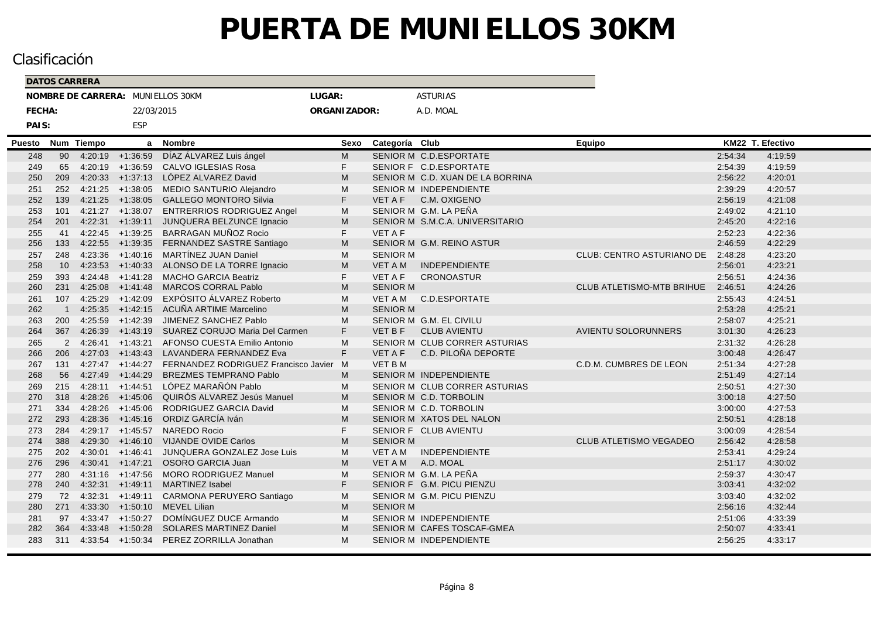# PUERTA DE MUNIELLOS 30KM

## Clasificación

**DATOS CARRERA**

**NOMBRE DE CARRERA:** MUNIELLOS 30KM | **LUGAR:** ASTURIAS

**FECHA:** 22/03/2015 | **ORGANIZADOR:** A.D. MOAL

**PAIS:** ESP

| Puesto | Num | Tiempo | a | Nombre | Sexo | Categoría | Club | Equipo | KM22 | T. Efectivo |
|---|---|---|---|---|---|---|---|---|---|---|
| 248 | 90 | 4:20:19 | +1:36:59 | DÍAZ ÁLVAREZ Luis ángel | M | SENIOR M | C.D.ESPORTATE | | 2:54:34 | 4:19:59 |
| 249 | 65 | 4:20:19 | +1:36:59 | CALVO IGLESIAS Rosa | F | SENIOR F | C.D.ESPORTATE | | 2:54:39 | 4:19:59 |
| 250 | 209 | 4:20:33 | +1:37:13 | LÓPEZ ALVAREZ David | M | SENIOR M | C.D. XUAN DE LA BORRINA | | 2:56:22 | 4:20:01 |
| 251 | 252 | 4:21:25 | +1:38:05 | MEDIO SANTURIO Alejandro | M | SENIOR M | INDEPENDIENTE | | 2:39:29 | 4:20:57 |
| 252 | 139 | 4:21:25 | +1:38:05 | GALLEGO MONTORO Silvia | F | VET A F | C.M. OXIGENO | | 2:56:19 | 4:21:08 |
| 253 | 101 | 4:21:27 | +1:38:07 | ENTRERRIOS RODRIGUEZ Angel | M | SENIOR M | G.M. LA PEÑA | | 2:49:02 | 4:21:10 |
| 254 | 201 | 4:22:31 | +1:39:11 | JUNQUERA BELZUNCE Ignacio | M | SENIOR M | S.M.C.A. UNIVERSITARIO | | 2:45:20 | 4:22:16 |
| 255 | 41 | 4:22:45 | +1:39:25 | BARRAGAN MUÑOZ Rocio | F | VET A F | | | 2:52:23 | 4:22:36 |
| 256 | 133 | 4:22:55 | +1:39:35 | FERNANDEZ SASTRE Santiago | M | SENIOR M | G.M. REINO ASTUR | | 2:46:59 | 4:22:29 |
| 257 | 248 | 4:23:36 | +1:40:16 | MARTÍNEZ JUAN Daniel | M | SENIOR M | | CLUB: CENTRO ASTURIANO DE | 2:48:28 | 4:23:20 |
| 258 | 10 | 4:23:53 | +1:40:33 | ALONSO DE LA TORRE Ignacio | M | VET A M | INDEPENDIENTE | | 2:56:01 | 4:23:21 |
| 259 | 393 | 4:24:48 | +1:41:28 | MACHO GARCIA Beatriz | F | VET A F | CRONOASTUR | | 2:56:51 | 4:24:36 |
| 260 | 231 | 4:25:08 | +1:41:48 | MARCOS CORRAL Pablo | M | SENIOR M | | CLUB ATLETISMO-MTB BRIHUE | 2:46:51 | 4:24:26 |
| 261 | 107 | 4:25:29 | +1:42:09 | EXPÓSITO ÁLVAREZ Roberto | M | VET A M | C.D.ESPORTATE | | 2:55:43 | 4:24:51 |
| 262 | 1 | 4:25:35 | +1:42:15 | ACUÑA ARTIME Marcelino | M | SENIOR M | | | 2:53:28 | 4:25:21 |
| 263 | 200 | 4:25:59 | +1:42:39 | JIMENEZ SANCHEZ Pablo | M | SENIOR M | G.M. EL CIVILU | | 2:58:07 | 4:25:21 |
| 264 | 367 | 4:26:39 | +1:43:19 | SUAREZ CORUJO Maria Del Carmen | F | VET B F | CLUB AVIENTU | AVIENTU SOLORUNNERS | 3:01:30 | 4:26:23 |
| 265 | 2 | 4:26:41 | +1:43:21 | AFONSO CUESTA Emilio Antonio | M | SENIOR M | CLUB CORRER ASTURIAS | | 2:31:32 | 4:26:28 |
| 266 | 206 | 4:27:03 | +1:43:43 | LAVANDERA FERNANDEZ Eva | F | VET A F | C.D. PILOÑA DEPORTE | | 3:00:48 | 4:26:47 |
| 267 | 131 | 4:27:47 | +1:44:27 | FERNANDEZ RODRIGUEZ Francisco Javier | M | VET B M | | C.D.M. CUMBRES DE LEON | 2:51:34 | 4:27:28 |
| 268 | 56 | 4:27:49 | +1:44:29 | BREZMES TEMPRANO Pablo | M | SENIOR M | INDEPENDIENTE | | 2:51:49 | 4:27:14 |
| 269 | 215 | 4:28:11 | +1:44:51 | LÓPEZ MARAÑÓN Pablo | M | SENIOR M | CLUB CORRER ASTURIAS | | 2:50:51 | 4:27:30 |
| 270 | 318 | 4:28:26 | +1:45:06 | QUIRÓS ALVAREZ Jesús Manuel | M | SENIOR M | C.D. TORBOLIN | | 3:00:18 | 4:27:50 |
| 271 | 334 | 4:28:26 | +1:45:06 | RODRIGUEZ GARCIA David | M | SENIOR M | C.D. TORBOLIN | | 3:00:00 | 4:27:53 |
| 272 | 293 | 4:28:36 | +1:45:16 | ORDIZ GARCÍA Iván | M | SENIOR M | XATOS DEL NALON | | 2:50:51 | 4:28:18 |
| 273 | 284 | 4:29:17 | +1:45:57 | NAREDO Rocio | F | SENIOR F | CLUB AVIENTU | | 3:00:09 | 4:28:54 |
| 274 | 388 | 4:29:30 | +1:46:10 | VIJANDE OVIDE Carlos | M | SENIOR M | | CLUB ATLETISMO VEGADEO | 2:56:42 | 4:28:58 |
| 275 | 202 | 4:30:01 | +1:46:41 | JUNQUERA GONZALEZ Jose Luis | M | VET A M | INDEPENDIENTE | | 2:53:41 | 4:29:24 |
| 276 | 296 | 4:30:41 | +1:47:21 | OSORO GARCIA Juan | M | VET A M | A.D. MOAL | | 2:51:17 | 4:30:02 |
| 277 | 280 | 4:31:16 | +1:47:56 | MORO RODRIGUEZ Manuel | M | SENIOR M | G.M. LA PEÑA | | 2:59:37 | 4:30:47 |
| 278 | 240 | 4:32:31 | +1:49:11 | MARTINEZ Isabel | F | SENIOR F | G.M. PICU PIENZU | | 3:03:41 | 4:32:02 |
| 279 | 72 | 4:32:31 | +1:49:11 | CARMONA PERUYERO Santiago | M | SENIOR M | G.M. PICU PIENZU | | 3:03:40 | 4:32:02 |
| 280 | 271 | 4:33:30 | +1:50:10 | MEVEL Lilian | M | SENIOR M | | | 2:56:16 | 4:32:44 |
| 281 | 97 | 4:33:47 | +1:50:27 | DOMÍNGUEZ DUCE Armando | M | SENIOR M | INDEPENDIENTE | | 2:51:06 | 4:33:39 |
| 282 | 364 | 4:33:48 | +1:50:28 | SOLARES MARTINEZ Daniel | M | SENIOR M | CAFES TOSCAF-GMEA | | 2:50:07 | 4:33:41 |
| 283 | 311 | 4:33:54 | +1:50:34 | PEREZ ZORRILLA Jonathan | M | SENIOR M | INDEPENDIENTE | | 2:56:25 | 4:33:17 |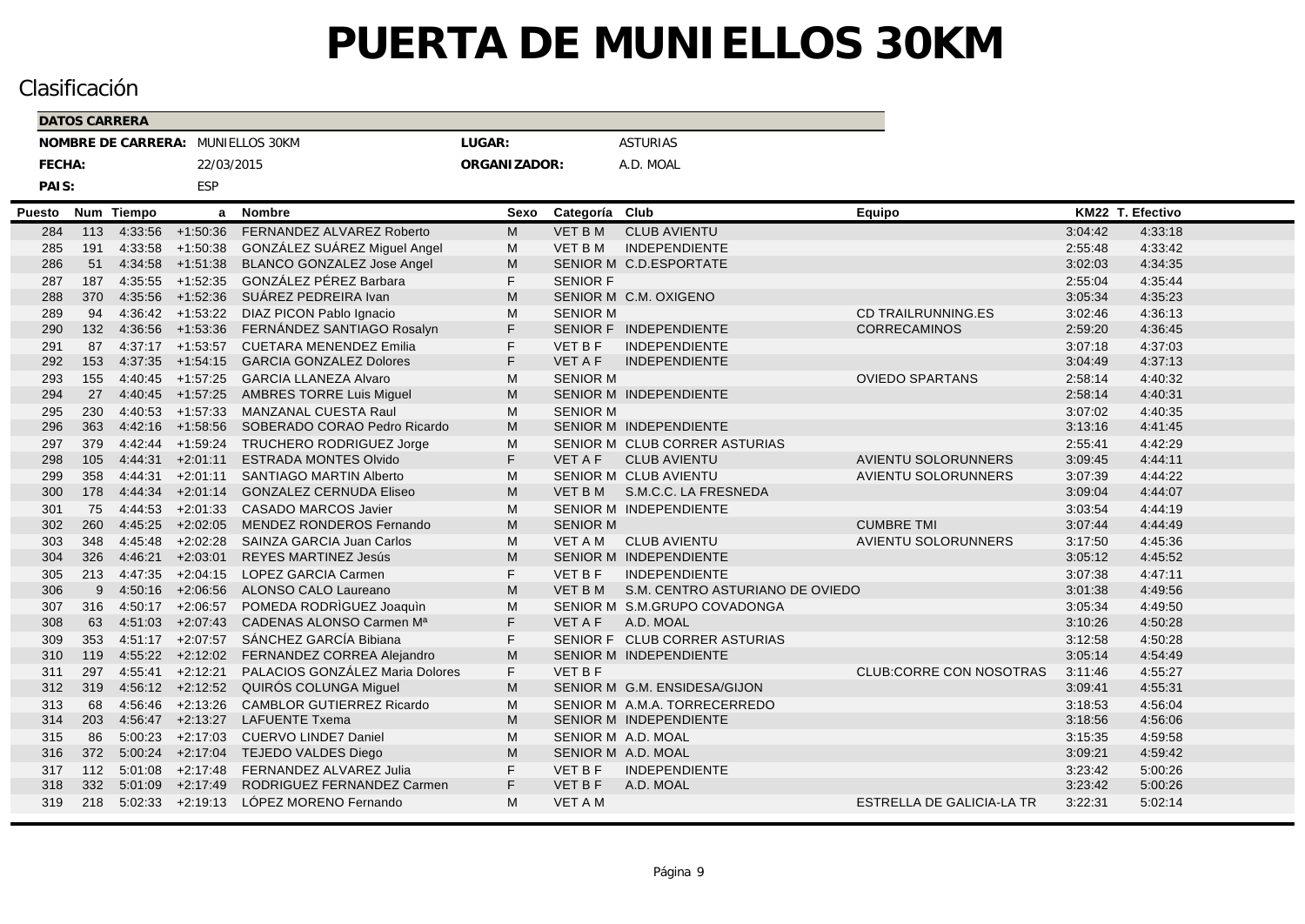# PUERTA DE MUNIELLOS 30KM

## Clasificación

**DATOS CARRERA**

**NOMBRE DE CARRERA:** MUNIELLOS 30KM
**LUGAR:** ASTURIAS
**FECHA:** 22/03/2015
**ORGANIZADOR:** A.D. MOAL
**PAIS:** ESP

| Puesto | Num | Tiempo | a | Nombre | Sexo | Categoría | Club | Equipo | KM22 | T. Efectivo |
|---|---|---|---|---|---|---|---|---|---|---|
| 284 | 113 | 4:33:56 | +1:50:36 | FERNANDEZ ALVAREZ Roberto | M | VET B M | CLUB AVIENTU | | 3:04:42 | 4:33:18 |
| 285 | 191 | 4:33:58 | +1:50:38 | GONZÁLEZ SUÁREZ Miguel Angel | M | VET B M | INDEPENDIENTE | | 2:55:48 | 4:33:42 |
| 286 | 51 | 4:34:58 | +1:51:38 | BLANCO GONZALEZ Jose Angel | M | SENIOR M | C.D.ESPORTATE | | 3:02:03 | 4:34:35 |
| 287 | 187 | 4:35:55 | +1:52:35 | GONZÁLEZ PÉREZ Barbara | F | SENIOR F | | | 2:55:04 | 4:35:44 |
| 288 | 370 | 4:35:56 | +1:52:36 | SUÁREZ PEDREIRA Ivan | M | SENIOR M | C.M. OXIGENO | | 3:05:34 | 4:35:23 |
| 289 | 94 | 4:36:42 | +1:53:22 | DIAZ PICON Pablo Ignacio | M | SENIOR M | | CD TRAILRUNNING.ES | 3:02:46 | 4:36:13 |
| 290 | 132 | 4:36:56 | +1:53:36 | FERNÁNDEZ SANTIAGO Rosalyn | F | SENIOR F | INDEPENDIENTE | CORRECAMINOS | 2:59:20 | 4:36:45 |
| 291 | 87 | 4:37:17 | +1:53:57 | CUETARA MENENDEZ Emilia | F | VET B F | INDEPENDIENTE | | 3:07:18 | 4:37:03 |
| 292 | 153 | 4:37:35 | +1:54:15 | GARCIA GONZALEZ Dolores | F | VET A F | INDEPENDIENTE | | 3:04:49 | 4:37:13 |
| 293 | 155 | 4:40:45 | +1:57:25 | GARCIA LLANEZA Alvaro | M | SENIOR M | | OVIEDO SPARTANS | 2:58:14 | 4:40:32 |
| 294 | 27 | 4:40:45 | +1:57:25 | AMBRES TORRE Luis Miguel | M | SENIOR M | INDEPENDIENTE | | 2:58:14 | 4:40:31 |
| 295 | 230 | 4:40:53 | +1:57:33 | MANZANAL CUESTA Raul | M | SENIOR M | | | 3:07:02 | 4:40:35 |
| 296 | 363 | 4:42:16 | +1:58:56 | SOBERADO CORAO Pedro Ricardo | M | SENIOR M | INDEPENDIENTE | | 3:13:16 | 4:41:45 |
| 297 | 379 | 4:42:44 | +1:59:24 | TRUCHERO RODRIGUEZ Jorge | M | SENIOR M | CLUB CORRER ASTURIAS | | 2:55:41 | 4:42:29 |
| 298 | 105 | 4:44:31 | +2:01:11 | ESTRADA MONTES Olvido | F | VET A F | CLUB AVIENTU | AVIENTU SOLORUNNERS | 3:09:45 | 4:44:11 |
| 299 | 358 | 4:44:31 | +2:01:11 | SANTIAGO MARTIN Alberto | M | SENIOR M | CLUB AVIENTU | AVIENTU SOLORUNNERS | 3:07:39 | 4:44:22 |
| 300 | 178 | 4:44:34 | +2:01:14 | GONZALEZ CERNUDA Eliseo | M | VET B M | S.M.C.C. LA FRESNEDA | | 3:09:04 | 4:44:07 |
| 301 | 75 | 4:44:53 | +2:01:33 | CASADO MARCOS Javier | M | SENIOR M | INDEPENDIENTE | | 3:03:54 | 4:44:19 |
| 302 | 260 | 4:45:25 | +2:02:05 | MENDEZ RONDEROS Fernando | M | SENIOR M | | CUMBRE TMI | 3:07:44 | 4:44:49 |
| 303 | 348 | 4:45:48 | +2:02:28 | SAINZA GARCIA Juan Carlos | M | VET A M | CLUB AVIENTU | AVIENTU SOLORUNNERS | 3:17:50 | 4:45:36 |
| 304 | 326 | 4:46:21 | +2:03:01 | REYES MARTINEZ Jesús | M | SENIOR M | INDEPENDIENTE | | 3:05:12 | 4:45:52 |
| 305 | 213 | 4:47:35 | +2:04:15 | LOPEZ GARCIA Carmen | F | VET B F | INDEPENDIENTE | | 3:07:38 | 4:47:11 |
| 306 | 9 | 4:50:16 | +2:06:56 | ALONSO CALO Laureano | M | VET B M | S.M. CENTRO ASTURIANO DE OVIEDO | | 3:01:38 | 4:49:56 |
| 307 | 316 | 4:50:17 | +2:06:57 | POMEDA RODRÌGUEZ Joaquìn | M | SENIOR M | S.M.GRUPO COVADONGA | | 3:05:34 | 4:49:50 |
| 308 | 63 | 4:51:03 | +2:07:43 | CADENAS ALONSO Carmen Mª | F | VET A F | A.D. MOAL | | 3:10:26 | 4:50:28 |
| 309 | 353 | 4:51:17 | +2:07:57 | SÁNCHEZ GARCÍA Bibiana | F | SENIOR F | CLUB CORRER ASTURIAS | | 3:12:58 | 4:50:28 |
| 310 | 119 | 4:55:22 | +2:12:02 | FERNANDEZ CORREA Alejandro | M | SENIOR M | INDEPENDIENTE | | 3:05:14 | 4:54:49 |
| 311 | 297 | 4:55:41 | +2:12:21 | PALACIOS GONZÁLEZ Maria Dolores | F | VET B F | | CLUB:CORRE CON NOSOTRAS | 3:11:46 | 4:55:27 |
| 312 | 319 | 4:56:12 | +2:12:52 | QUIRÓS COLUNGA Miguel | M | SENIOR M | G.M. ENSIDESA/GIJON | | 3:09:41 | 4:55:31 |
| 313 | 68 | 4:56:46 | +2:13:26 | CAMBLOR GUTIERREZ Ricardo | M | SENIOR M | A.M.A. TORRECERREDO | | 3:18:53 | 4:56:04 |
| 314 | 203 | 4:56:47 | +2:13:27 | LAFUENTE Txema | M | SENIOR M | INDEPENDIENTE | | 3:18:56 | 4:56:06 |
| 315 | 86 | 5:00:23 | +2:17:03 | CUERVO LINDE7 Daniel | M | SENIOR M | A.D. MOAL | | 3:15:35 | 4:59:58 |
| 316 | 372 | 5:00:24 | +2:17:04 | TEJEDO VALDES Diego | M | SENIOR M | A.D. MOAL | | 3:09:21 | 4:59:42 |
| 317 | 112 | 5:01:08 | +2:17:48 | FERNANDEZ ALVAREZ Julia | F | VET B F | INDEPENDIENTE | | 3:23:42 | 5:00:26 |
| 318 | 332 | 5:01:09 | +2:17:49 | RODRIGUEZ FERNANDEZ Carmen | F | VET B F | A.D. MOAL | | 3:23:42 | 5:00:26 |
| 319 | 218 | 5:02:33 | +2:19:13 | LÓPEZ MORENO Fernando | M | VET A M | | ESTRELLA DE GALICIA-LA TR | 3:22:31 | 5:02:14 |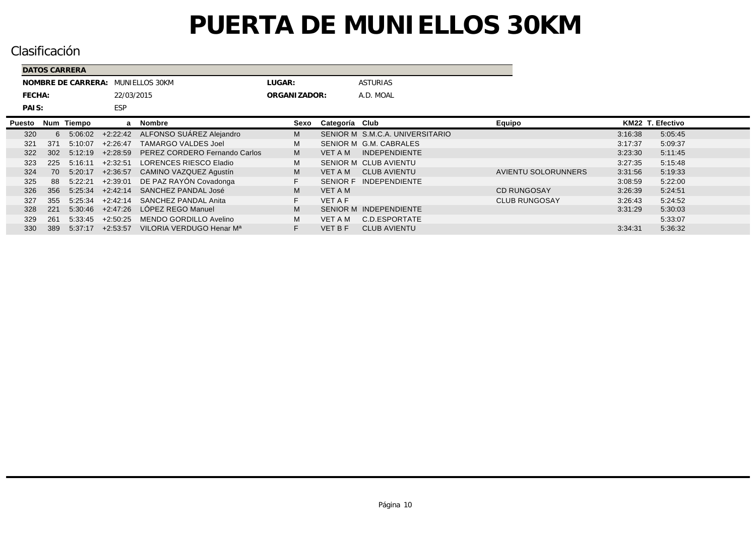# PUERTA DE MUNIELLOS 30KM

## Clasificación

| DATOS CARRERA | | | |
|---|---|---|---|
| **NOMBRE DE CARRERA:** | MUNIELLOS 30KM | **LUGAR:** | ASTURIAS |
| **FECHA:** | 22/03/2015 | **ORGANIZADOR:** | A.D. MOAL |
| **PAIS:** | ESP | | |

| Puesto | Num | Tiempo | a | Nombre | Sexo | Categoría | Club | Equipo | KM22 | T. Efectivo |
|---|---|---|---|---|---|---|---|---|---|---|
| 320 | 6 | 5:06:02 | +2:22:42 | ALFONSO SUÁREZ Alejandro | M | SENIOR M | S.M.C.A. UNIVERSITARIO | | 3:16:38 | 5:05:45 |
| 321 | 371 | 5:10:07 | +2:26:47 | TAMARGO VALDES Joel | M | SENIOR M | G.M. CABRALES | | 3:17:37 | 5:09:37 |
| 322 | 302 | 5:12:19 | +2:28:59 | PEREZ CORDERO Fernando Carlos | M | VET A M | INDEPENDIENTE | | 3:23:30 | 5:11:45 |
| 323 | 225 | 5:16:11 | +2:32:51 | LORENCES RIESCO Eladio | M | SENIOR M | CLUB AVIENTU | | 3:27:35 | 5:15:48 |
| 324 | 70 | 5:20:17 | +2:36:57 | CAMINO VAZQUEZ Agustín | M | VET A M | CLUB AVIENTU | AVIENTU SOLORUNNERS | 3:31:56 | 5:19:33 |
| 325 | 88 | 5:22:21 | +2:39:01 | DE PAZ RAYÓN Covadonga | F | SENIOR F | INDEPENDIENTE | | 3:08:59 | 5:22:00 |
| 326 | 356 | 5:25:34 | +2:42:14 | SANCHEZ PANDAL José | M | VET A M | | CD RUNGOSAY | 3:26:39 | 5:24:51 |
| 327 | 355 | 5:25:34 | +2:42:14 | SANCHEZ PANDAL Anita | F | VET A F | | CLUB RUNGOSAY | 3:26:43 | 5:24:52 |
| 328 | 221 | 5:30:46 | +2:47:26 | LÓPEZ REGO Manuel | M | SENIOR M | INDEPENDIENTE | | 3:31:29 | 5:30:03 |
| 329 | 261 | 5:33:45 | +2:50:25 | MENDO GORDILLO Avelino | M | VET A M | C.D.ESPORTATE | | | 5:33:07 |
| 330 | 389 | 5:37:17 | +2:53:57 | VILORIA VERDUGO Henar Mª | F | VET B F | CLUB AVIENTU | | 3:34:31 | 5:36:32 |